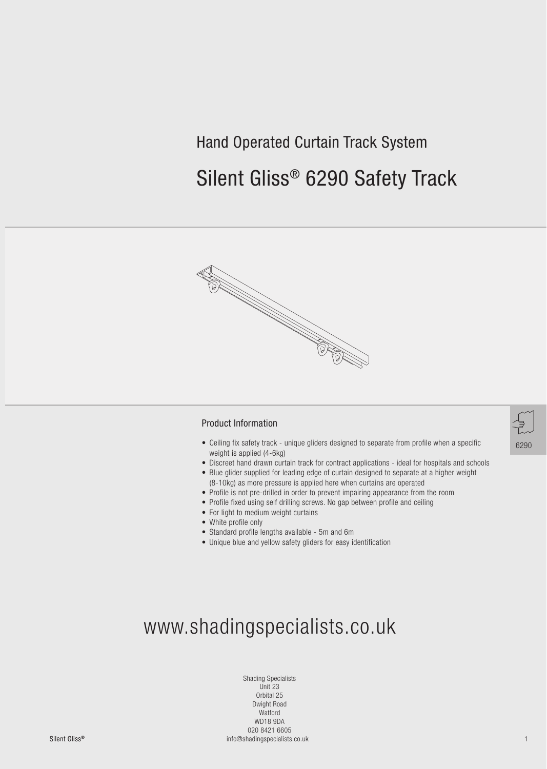Hand Operated Curtain Track System

# Silent Gliss® 6290 Safety Track

## Product Information

- Ceiling fix safety track - unique gliders designed to separate from profile when a specific weight is applied (4-6kg)
- Discreet hand drawn curtain track for contract applications - ideal for hospitals and schools
- Blue glider supplied for leading edge of curtain designed to separate at a higher weight (8-10kg) as more pressure is applied here when curtains are operated
- Profile is not pre-drilled in order to prevent impairing appearance from the room
- Profile fixed using self drilling screws. No gap between profile and ceiling
- For light to medium weight curtains
- White profile only
- Standard profile lengths available - 5m and 6m
- Unique blue and yellow safety gliders for easy identification

6290

www.shadingspecialists.co.uk

Shading Specialists
Unit 23
Orbital 25
Dwight Road
Watford
WD18 9DA
020 8421 6605
info@shadingspecialists.co.uk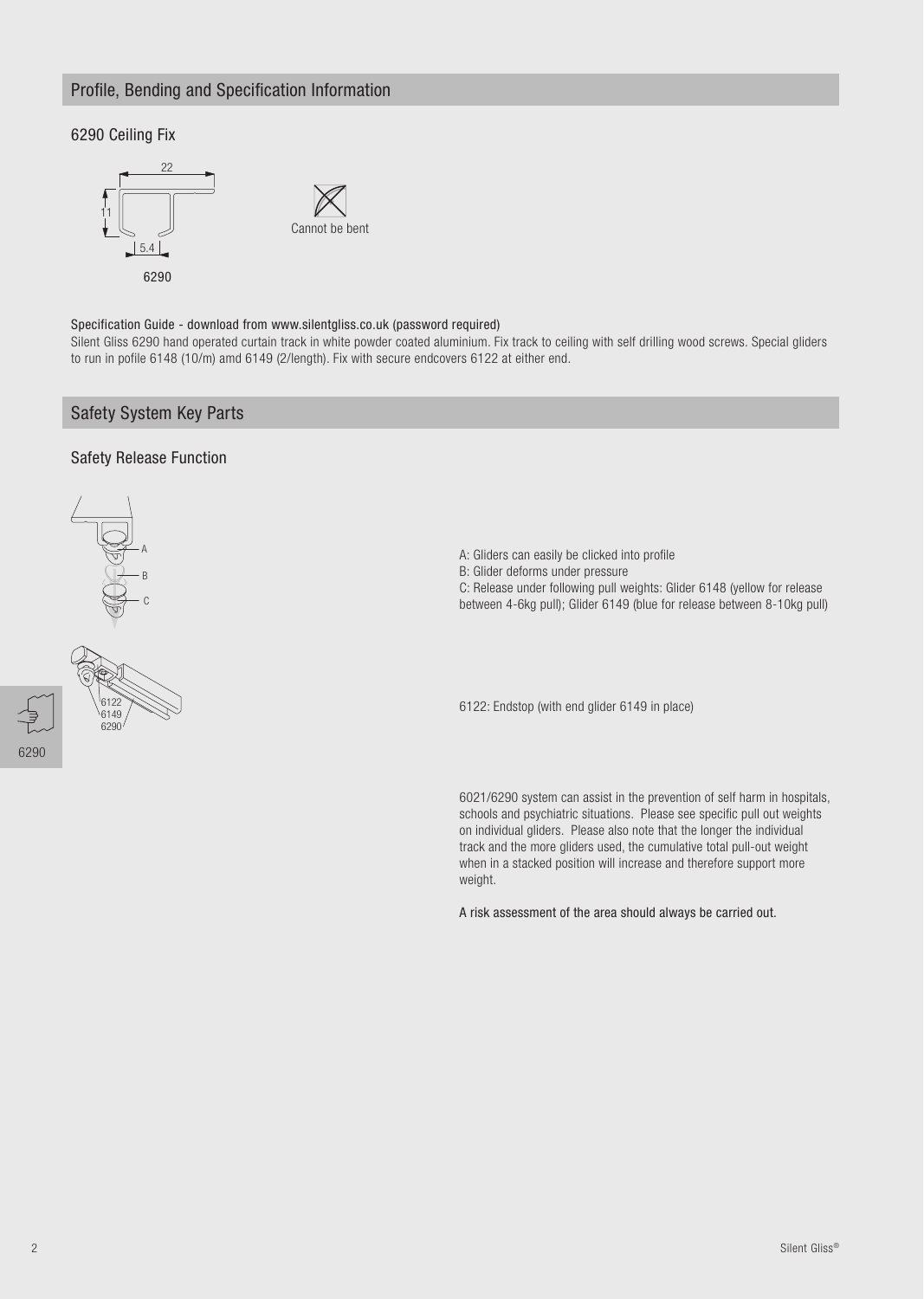## Profile, Bending and Specification Information

### 6290 Ceiling Fix

22

11

5.4

6290

Cannot be bent

Specification Guide - download from www.silentgliss.co.uk (password required)

Silent Gliss 6290 hand operated curtain track in white powder coated aluminium. Fix track to ceiling with self drilling wood screws. Special gliders to run in pofile 6148 (10/m) amd 6149 (2/length). Fix with secure endcovers 6122 at either end.

## Safety System Key Parts

### Safety Release Function

A: Gliders can easily be clicked into profile

B: Glider deforms under pressure

C: Release under following pull weights: Glider 6148 (yellow for release between 4-6kg pull); Glider 6149 (blue for release between 8-10kg pull)

6122: Endstop (with end glider 6149 in place)

6021/6290 system can assist in the prevention of self harm in hospitals, schools and psychiatric situations. Please see specific pull out weights on individual gliders. Please also note that the longer the individual track and the more gliders used, the cumulative total pull-out weight when in a stacked position will increase and therefore support more weight.

A risk assessment of the area should always be carried out.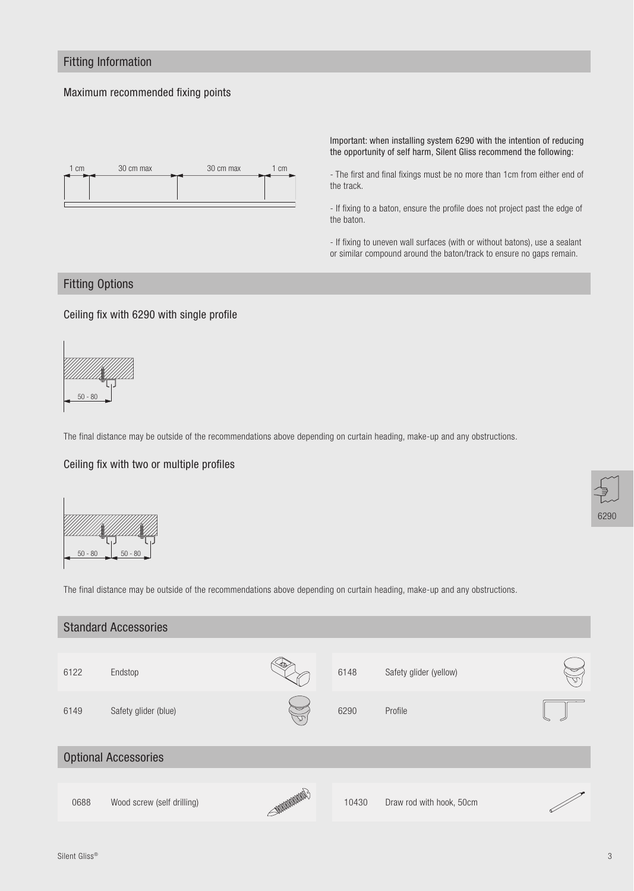## Fitting Information

### Maximum recommended fixing points

1 cm | 30 cm max | 30 cm max | 1 cm

Important: when installing system 6290 with the intention of reducing the opportunity of self harm, Silent Gliss recommend the following:

- The first and final fixings must be no more than 1cm from either end of the track.

- If fixing to a baton, ensure the profile does not project past the edge of the baton.

- If fixing to uneven wall surfaces (with or without batons), use a sealant or similar compound around the baton/track to ensure no gaps remain.

## Fitting Options

### Ceiling fix with 6290 with single profile

50 - 80

The final distance may be outside of the recommendations above depending on curtain heading, make-up and any obstructions.

### Ceiling fix with two or multiple profiles

50 - 80 | 50 - 80

The final distance may be outside of the recommendations above depending on curtain heading, make-up and any obstructions.

## Standard Accessories

| | | | |
|---|---|---|---|
| 6122 | Endstop | 6148 | Safety glider (yellow) |
| 6149 | Safety glider (blue) | 6290 | Profile |

## Optional Accessories

| | | | |
|---|---|---|---|
| 0688 | Wood screw (self drilling) | 10430 | Draw rod with hook, 50cm |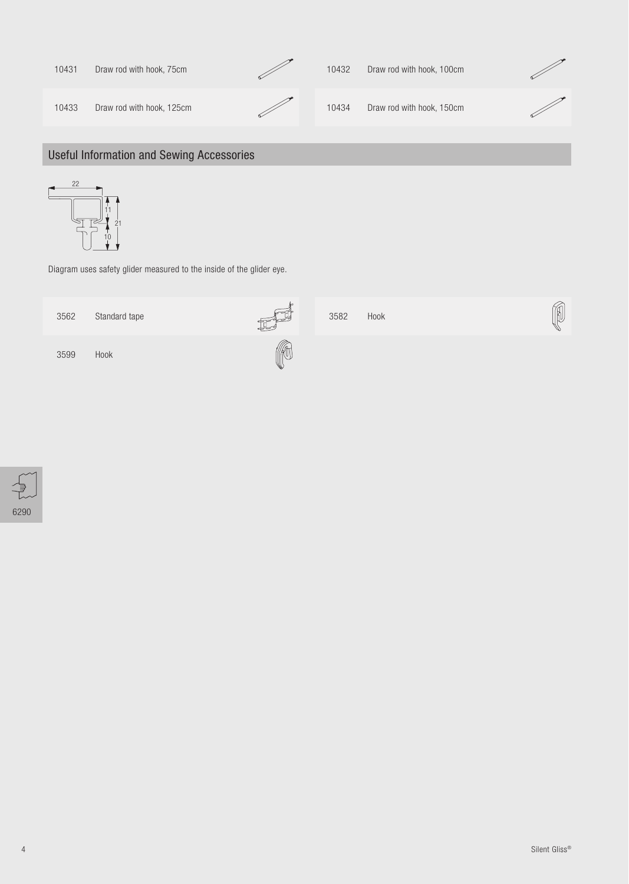| | | | |
|---|---|---|---|
| 10431 | Draw rod with hook, 75cm | 10432 | Draw rod with hook, 100cm |
| 10433 | Draw rod with hook, 125cm | 10434 | Draw rod with hook, 150cm |

## Useful Information and Sewing Accessories

22

11

21

10

Diagram uses safety glider measured to the inside of the glider eye.

| | | | |
|---|---|---|---|
| 3562 | Standard tape | 3582 | Hook |
| 3599 | Hook | | |

6290